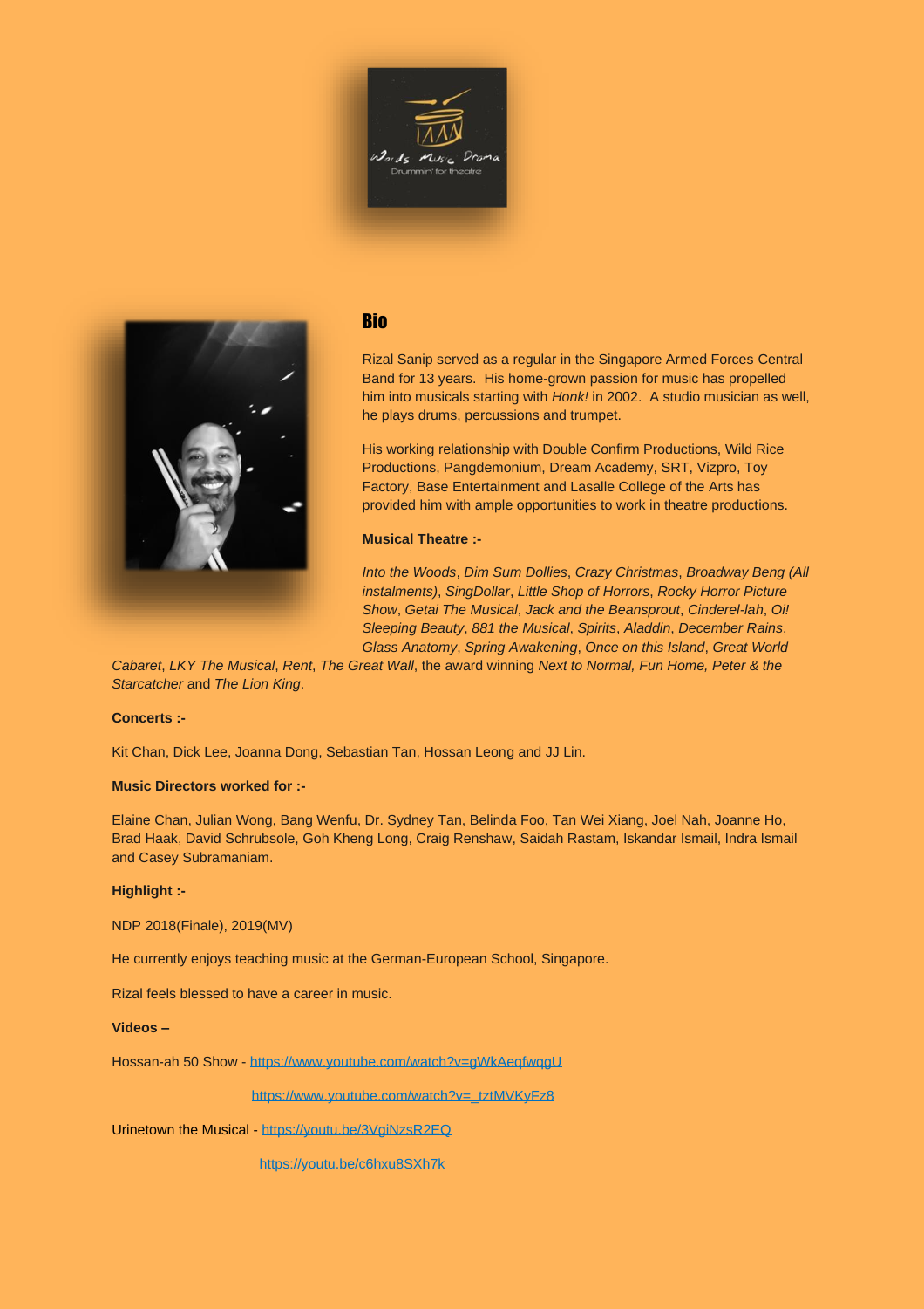Words Music Drama

Drummin' for theatre

## Bio

Rizal Sanip served as a regular in the Singapore Armed Forces Central Band for 13 years. His home-grown passion for music has propelled him into musicals starting with *Honk!* in 2002. A studio musician as well, he plays drums, percussions and trumpet.

His working relationship with Double Confirm Productions, Wild Rice Productions, Pangdemonium, Dream Academy, SRT, Vizpro, Toy Factory, Base Entertainment and Lasalle College of the Arts has provided him with ample opportunities to work in theatre productions.

**Musical Theatre :-**

*Into the Woods*, *Dim Sum Dollies*, *Crazy Christmas*, *Broadway Beng (All instalments)*, *SingDollar*, *Little Shop of Horrors*, *Rocky Horror Picture Show*, *Getai The Musical*, *Jack and the Beansprout*, *Cinderel-lah*, *Oi! Sleeping Beauty*, *881 the Musical*, *Spirits*, *Aladdin*, *December Rains*, *Glass Anatomy*, *Spring Awakening*, *Once on this Island*, *Great World Cabaret*, *LKY The Musical*, *Rent*, *The Great Wall*, the award winning *Next to Normal, Fun Home, Peter & the Starcatcher* and *The Lion King*.

**Concerts :-**

Kit Chan, Dick Lee, Joanna Dong, Sebastian Tan, Hossan Leong and JJ Lin.

**Music Directors worked for :-**

Elaine Chan, Julian Wong, Bang Wenfu, Dr. Sydney Tan, Belinda Foo, Tan Wei Xiang, Joel Nah, Joanne Ho, Brad Haak, David Schrubsole, Goh Kheng Long, Craig Renshaw, Saidah Rastam, Iskandar Ismail, Indra Ismail and Casey Subramaniam.

**Highlight :-**

NDP 2018(Finale), 2019(MV)

He currently enjoys teaching music at the German-European School, Singapore.

Rizal feels blessed to have a career in music.

**Videos –**

Hossan-ah 50 Show - https://www.youtube.com/watch?v=gWkAeqfwqgU

https://www.youtube.com/watch?v=_tztMVKyFz8

Urinetown the Musical - https://youtu.be/3VgiNzsR2EQ

https://youtu.be/c6hxu8SXh7k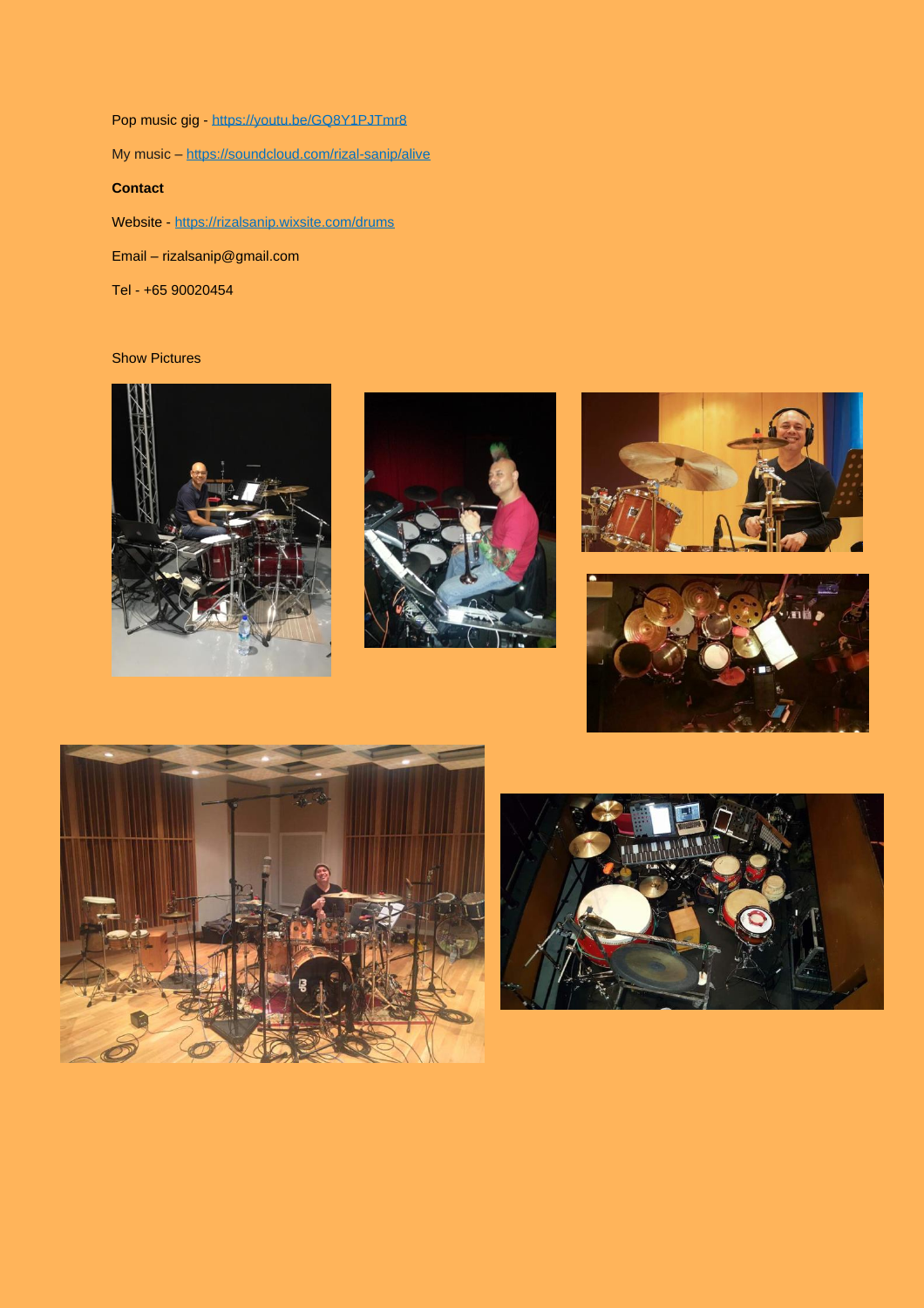Pop music gig - https://youtu.be/GQ8Y1PJTmr8

My music – https://soundcloud.com/rizal-sanip/alive

**Contact**

Website - https://rizalsanip.wixsite.com/drums

Email – rizalsanip@gmail.com

Tel - +65 90020454

Show Pictures